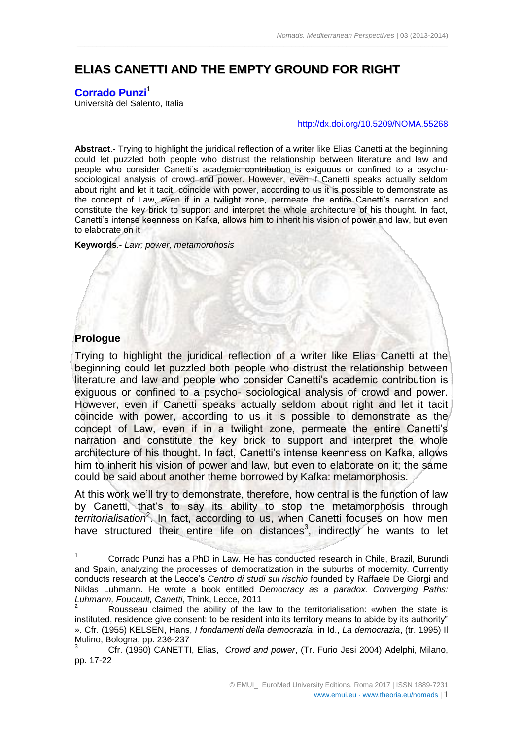# ELIAS CANETTI AND THE EMPTY GROUND FOR RIGHT

**Corrado Punzi**[1]
Università del Salento, Italia

http://dx.doi.org/10.5209/NOMA.55268

**Abstract**.- Trying to highlight the juridical reflection of a writer like Elias Canetti at the beginning could let puzzled both people who distrust the relationship between literature and law and people who consider Canetti's academic contribution is exiguous or confined to a psycho-sociological analysis of crowd and power. However, even if Canetti speaks actually seldom about right and let it tacit coincide with power, according to us it is possible to demonstrate as the concept of Law, even if in a twilight zone, permeate the entire Canetti's narration and constitute the key brick to support and interpret the whole architecture of his thought. In fact, Canetti's intense keenness on Kafka, allows him to inherit his vision of power and law, but even to elaborate on it

**Keywords**.- *Law; power, metamorphosis*

## Prologue

Trying to highlight the juridical reflection of a writer like Elias Canetti at the beginning could let puzzled both people who distrust the relationship between literature and law and people who consider Canetti's academic contribution is exiguous or confined to a psycho- sociological analysis of crowd and power. However, even if Canetti speaks actually seldom about right and let it tacit coincide with power, according to us it is possible to demonstrate as the concept of Law, even if in a twilight zone, permeate the entire Canetti's narration and constitute the key brick to support and interpret the whole architecture of his thought. In fact, Canetti's intense keenness on Kafka, allows him to inherit his vision of power and law, but even to elaborate on it; the same could be said about another theme borrowed by Kafka: metamorphosis.

At this work we'll try to demonstrate, therefore, how central is the function of law by Canetti, that's to say its ability to stop the metamorphosis through *territorialisation*[2]. In fact, according to us, when Canetti focuses on how men have structured their entire life on distances[3], indirectly he wants to let

---

[1] Corrado Punzi has a PhD in Law. He has conducted research in Chile, Brazil, Burundi and Spain, analyzing the processes of democratization in the suburbs of modernity. Currently conducts research at the Lecce's *Centro di studi sul rischio* founded by Raffaele De Giorgi and Niklas Luhmann. He wrote a book entitled *Democracy as a paradox. Converging Paths: Luhmann, Foucault, Canetti*, Think, Lecce, 2011

[2] Rousseau claimed the ability of the law to the territorialisation: «when the state is instituted, residence give consent: to be resident into its territory means to abide by its authority" ». Cfr. (1955) KELSEN, Hans, *I fondamenti della democrazia*, in Id., *La democrazia*, (tr. 1995) Il Mulino, Bologna, pp. 236-237

[3] Cfr. (1960) CANETTI, Elias, *Crowd and power*, (Tr. Furio Jesi 2004) Adelphi, Milano, pp. 17-22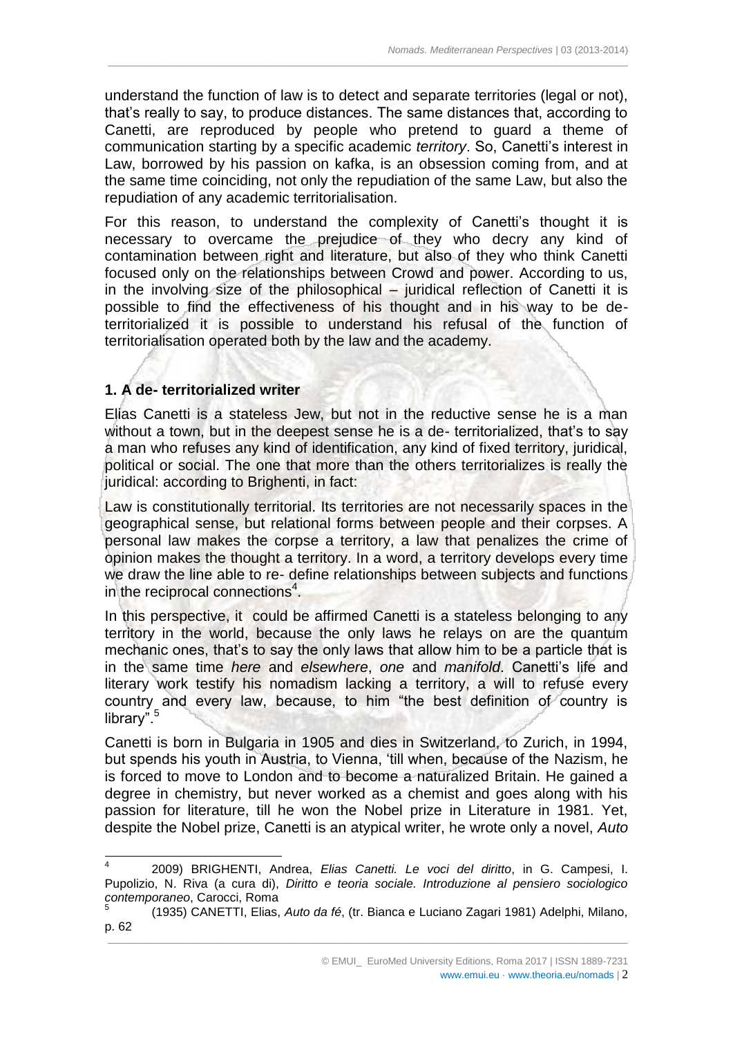understand the function of law is to detect and separate territories (legal or not), that's really to say, to produce distances. The same distances that, according to Canetti, are reproduced by people who pretend to guard a theme of communication starting by a specific academic *territory*. So, Canetti's interest in Law, borrowed by his passion on kafka, is an obsession coming from, and at the same time coinciding, not only the repudiation of the same Law, but also the repudiation of any academic territorialisation.

For this reason, to understand the complexity of Canetti's thought it is necessary to overcame the prejudice of they who decry any kind of contamination between right and literature, but also of they who think Canetti focused only on the relationships between Crowd and power. According to us, in the involving size of the philosophical – juridical reflection of Canetti it is possible to find the effectiveness of his thought and in his way to be de-territorialized it is possible to understand his refusal of the function of territorialisation operated both by the law and the academy.

## 1. A de- territorialized writer

Elias Canetti is a stateless Jew, but not in the reductive sense he is a man without a town, but in the deepest sense he is a de- territorialized, that's to say a man who refuses any kind of identification, any kind of fixed territory, juridical, political or social. The one that more than the others territorializes is really the juridical: according to Brighenti, in fact:

> Law is constitutionally territorial. Its territories are not necessarily spaces in the geographical sense, but relational forms between people and their corpses. A personal law makes the corpse a territory, a law that penalizes the crime of opinion makes the thought a territory. In a word, a territory develops every time we draw the line able to re- define relationships between subjects and functions in the reciprocal connections[4].

In this perspective, it could be affirmed Canetti is a stateless belonging to any territory in the world, because the only laws he relays on are the quantum mechanic ones, that's to say the only laws that allow him to be a particle that is in the same time *here* and *elsewhere*, *one* and *manifold*. Canetti's life and literary work testify his nomadism lacking a territory, a will to refuse every country and every law, because, to him "the best definition of country is library".[5]

Canetti is born in Bulgaria in 1905 and dies in Switzerland, to Zurich, in 1994, but spends his youth in Austria, to Vienna, 'till when, because of the Nazism, he is forced to move to London and to become a naturalized Britain. He gained a degree in chemistry, but never worked as a chemist and goes along with his passion for literature, till he won the Nobel prize in Literature in 1981. Yet, despite the Nobel prize, Canetti is an atypical writer, he wrote only a novel, *Auto*

---

[4] 2009) BRIGHENTI, Andrea, *Elias Canetti. Le voci del diritto*, in G. Campesi, I. Pupolizio, N. Riva (a cura di), *Diritto e teoria sociale. Introduzione al pensiero sociologico contemporaneo*, Carocci, Roma

[5] (1935) CANETTI, Elias, *Auto da fé*, (tr. Bianca e Luciano Zagari 1981) Adelphi, Milano, p. 62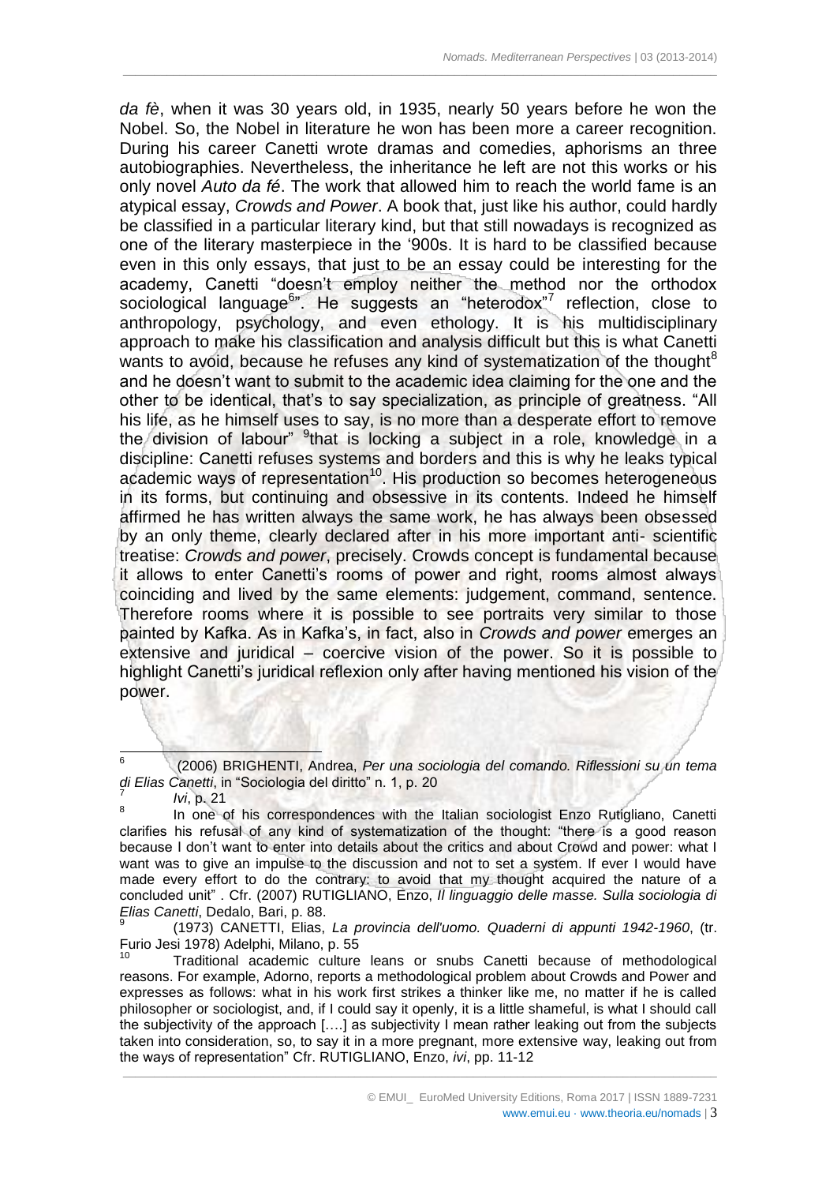*da fè*, when it was 30 years old, in 1935, nearly 50 years before he won the Nobel. So, the Nobel in literature he won has been more a career recognition. During his career Canetti wrote dramas and comedies, aphorisms an three autobiographies. Nevertheless, the inheritance he left are not this works or his only novel *Auto da fé*. The work that allowed him to reach the world fame is an atypical essay, *Crowds and Power*. A book that, just like his author, could hardly be classified in a particular literary kind, but that still nowadays is recognized as one of the literary masterpiece in the '900s. It is hard to be classified because even in this only essays, that just to be an essay could be interesting for the academy, Canetti "doesn't employ neither the method nor the orthodox sociological language[6]". He suggests an "heterodox"[7] reflection, close to anthropology, psychology, and even ethology. It is his multidisciplinary approach to make his classification and analysis difficult but this is what Canetti wants to avoid, because he refuses any kind of systematization of the thought[8] and he doesn't want to submit to the academic idea claiming for the one and the other to be identical, that's to say specialization, as principle of greatness. "All his life, as he himself uses to say, is no more than a desperate effort to remove the division of labour" [9]that is locking a subject in a role, knowledge in a discipline: Canetti refuses systems and borders and this is why he leaks typical academic ways of representation[10]. His production so becomes heterogeneous in its forms, but continuing and obsessive in its contents. Indeed he himself affirmed he has written always the same work, he has always been obsessed by an only theme, clearly declared after in his more important anti- scientific treatise: *Crowds and power*, precisely. Crowds concept is fundamental because it allows to enter Canetti's rooms of power and right, rooms almost always coinciding and lived by the same elements: judgement, command, sentence. Therefore rooms where it is possible to see portraits very similar to those painted by Kafka. As in Kafka's, in fact, also in *Crowds and power* emerges an extensive and juridical – coercive vision of the power. So it is possible to highlight Canetti's juridical reflexion only after having mentioned his vision of the power.

---

[6] (2006) BRIGHENTI, Andrea, *Per una sociologia del comando. Riflessioni su un tema di Elias Canetti*, in "Sociologia del diritto" n. 1, p. 20

[7] *Ivi*, p. 21

[8] In one of his correspondences with the Italian sociologist Enzo Rutigliano, Canetti clarifies his refusal of any kind of systematization of the thought: "there is a good reason because I don't want to enter into details about the critics and about Crowd and power: what I want was to give an impulse to the discussion and not to set a system. If ever I would have made every effort to do the contrary: to avoid that my thought acquired the nature of a concluded unit" . Cfr. (2007) RUTIGLIANO, Enzo, *Il linguaggio delle masse. Sulla sociologia di Elias Canetti*, Dedalo, Bari, p. 88.

[9] (1973) CANETTI, Elias, *La provincia dell'uomo. Quaderni di appunti 1942-1960*, (tr. Furio Jesi 1978) Adelphi, Milano, p. 55

[10] Traditional academic culture leans or snubs Canetti because of methodological reasons. For example, Adorno, reports a methodological problem about Crowds and Power and expresses as follows: what in his work first strikes a thinker like me, no matter if he is called philosopher or sociologist, and, if I could say it openly, it is a little shameful, is what I should call the subjectivity of the approach [….] as subjectivity I mean rather leaking out from the subjects taken into consideration, so, to say it in a more pregnant, more extensive way, leaking out from the ways of representation" Cfr. RUTIGLIANO, Enzo, *ivi*, pp. 11-12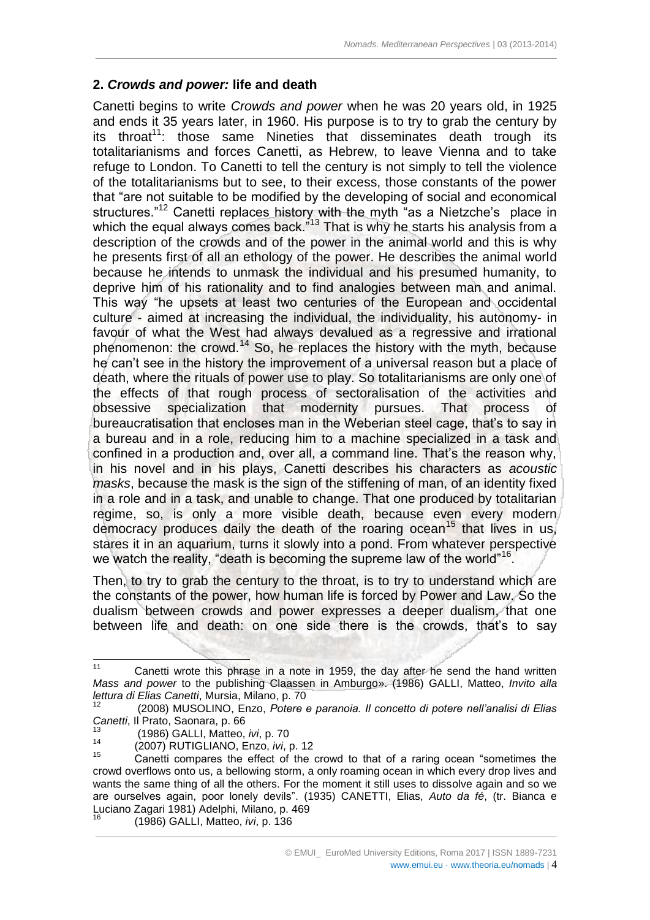## 2. *Crowds and power:* life and death

Canetti begins to write *Crowds and power* when he was 20 years old, in 1925 and ends it 35 years later, in 1960. His purpose is to try to grab the century by its throat[11]: those same Nineties that disseminates death trough its totalitarianisms and forces Canetti, as Hebrew, to leave Vienna and to take refuge to London. To Canetti to tell the century is not simply to tell the violence of the totalitarianisms but to see, to their excess, those constants of the power that "are not suitable to be modified by the developing of social and economical structures."[12] Canetti replaces history with the myth "as a Nietzche's place in which the equal always comes back."[13] That is why he starts his analysis from a description of the crowds and of the power in the animal world and this is why he presents first of all an ethology of the power. He describes the animal world because he intends to unmask the individual and his presumed humanity, to deprive him of his rationality and to find analogies between man and animal. This way "he upsets at least two centuries of the European and occidental culture - aimed at increasing the individual, the individuality, his autonomy- in favour of what the West had always devalued as a regressive and irrational phenomenon: the crowd.[14] So, he replaces the history with the myth, because he can't see in the history the improvement of a universal reason but a place of death, where the rituals of power use to play. So totalitarianisms are only one of the effects of that rough process of sectoralisation of the activities and obsessive specialization that modernity pursues. That process of bureaucratisation that encloses man in the Weberian steel cage, that's to say in a bureau and in a role, reducing him to a machine specialized in a task and confined in a production and, over all, a command line. That's the reason why, in his novel and in his plays, Canetti describes his characters as *acoustic masks*, because the mask is the sign of the stiffening of man, of an identity fixed in a role and in a task, and unable to change. That one produced by totalitarian regime, so, is only a more visible death, because even every modern democracy produces daily the death of the roaring ocean[15] that lives in us, stares it in an aquarium, turns it slowly into a pond. From whatever perspective we watch the reality, "death is becoming the supreme law of the world"[16].

Then, to try to grab the century to the throat, is to try to understand which are the constants of the power, how human life is forced by Power and Law. So the dualism between crowds and power expresses a deeper dualism, that one between life and death: on one side there is the crowds, that's to say

---

[11] Canetti wrote this phrase in a note in 1959, the day after he send the hand written *Mass and power* to the publishing Claassen in Amburgo». (1986) GALLI, Matteo, *Invito alla lettura di Elias Canetti*, Mursia, Milano, p. 70

[12] (2008) MUSOLINO, Enzo, *Potere e paranoia. Il concetto di potere nell'analisi di Elias Canetti*, Il Prato, Saonara, p. 66

[13] (1986) GALLI, Matteo, *ivi*, p. 70

[14] (2007) RUTIGLIANO, Enzo, *ivi*, p. 12

[15] Canetti compares the effect of the crowd to that of a raring ocean "sometimes the crowd overflows onto us, a bellowing storm, a only roaming ocean in which every drop lives and wants the same thing of all the others. For the moment it still uses to dissolve again and so we are ourselves again, poor lonely devils". (1935) CANETTI, Elias, *Auto da fé*, (tr. Bianca e Luciano Zagari 1981) Adelphi, Milano, p. 469

[16] (1986) GALLI, Matteo, *ivi*, p. 136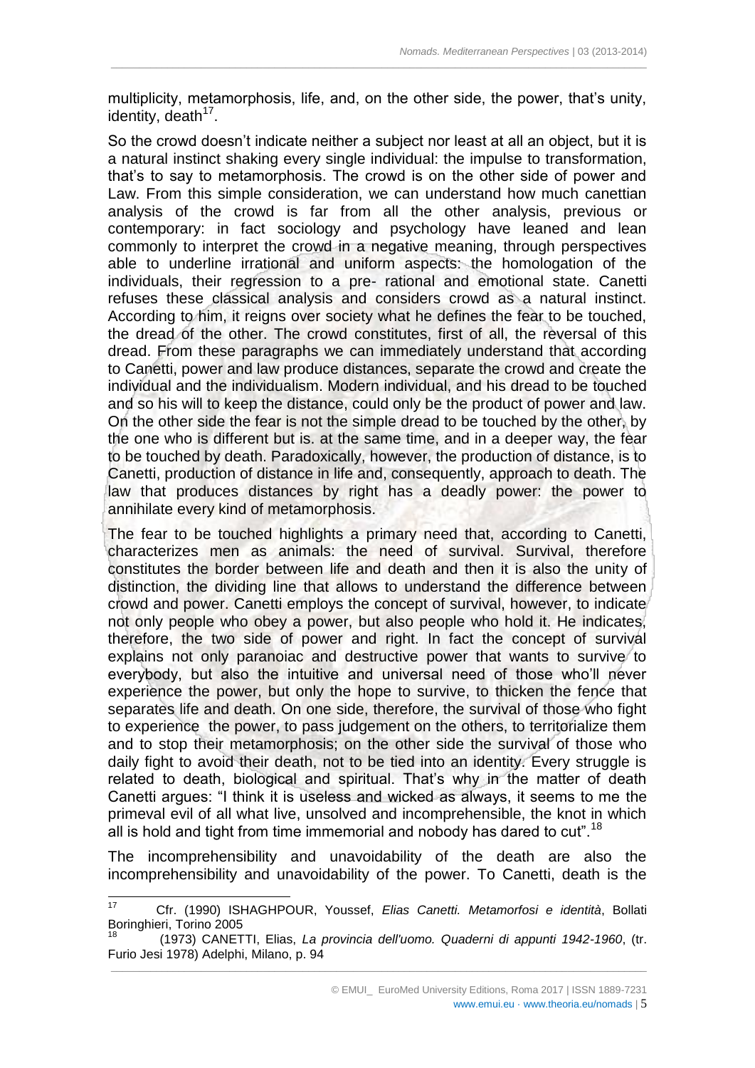multiplicity, metamorphosis, life, and, on the other side, the power, that's unity, identity, death[17].

So the crowd doesn't indicate neither a subject nor least at all an object, but it is a natural instinct shaking every single individual: the impulse to transformation, that's to say to metamorphosis. The crowd is on the other side of power and Law. From this simple consideration, we can understand how much canettian analysis of the crowd is far from all the other analysis, previous or contemporary: in fact sociology and psychology have leaned and lean commonly to interpret the crowd in a negative meaning, through perspectives able to underline irrational and uniform aspects: the homologation of the individuals, their regression to a pre- rational and emotional state. Canetti refuses these classical analysis and considers crowd as a natural instinct. According to him, it reigns over society what he defines the fear to be touched, the dread of the other. The crowd constitutes, first of all, the reversal of this dread. From these paragraphs we can immediately understand that according to Canetti, power and law produce distances, separate the crowd and create the individual and the individualism. Modern individual, and his dread to be touched and so his will to keep the distance, could only be the product of power and law. On the other side the fear is not the simple dread to be touched by the other, by the one who is different but is. at the same time, and in a deeper way, the fear to be touched by death. Paradoxically, however, the production of distance, is to Canetti, production of distance in life and, consequently, approach to death. The law that produces distances by right has a deadly power: the power to annihilate every kind of metamorphosis.

The fear to be touched highlights a primary need that, according to Canetti, characterizes men as animals: the need of survival. Survival, therefore constitutes the border between life and death and then it is also the unity of distinction, the dividing line that allows to understand the difference between crowd and power. Canetti employs the concept of survival, however, to indicate not only people who obey a power, but also people who hold it. He indicates, therefore, the two side of power and right. In fact the concept of survival explains not only paranoiac and destructive power that wants to survive to everybody, but also the intuitive and universal need of those who'll never experience the power, but only the hope to survive, to thicken the fence that separates life and death. On one side, therefore, the survival of those who fight to experience the power, to pass judgement on the others, to territorialize them and to stop their metamorphosis; on the other side the survival of those who daily fight to avoid their death, not to be tied into an identity. Every struggle is related to death, biological and spiritual. That's why in the matter of death Canetti argues: "I think it is useless and wicked as always, it seems to me the primeval evil of all what live, unsolved and incomprehensible, the knot in which all is hold and tight from time immemorial and nobody has dared to cut".[18]

The incomprehensibility and unavoidability of the death are also the incomprehensibility and unavoidability of the power. To Canetti, death is the

---

[17] Cfr. (1990) ISHAGHPOUR, Youssef, *Elias Canetti. Metamorfosi e identità*, Bollati Boringhieri, Torino 2005

[18] (1973) CANETTI, Elias, *La provincia dell'uomo. Quaderni di appunti 1942-1960*, (tr. Furio Jesi 1978) Adelphi, Milano, p. 94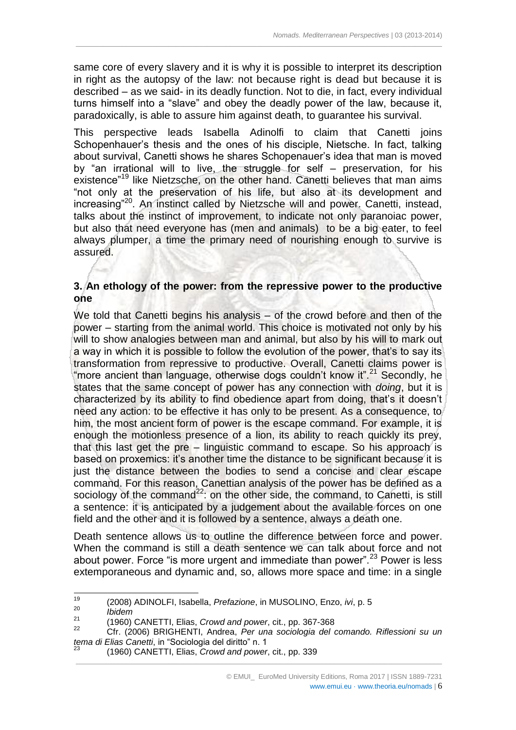same core of every slavery and it is why it is possible to interpret its description in right as the autopsy of the law: not because right is dead but because it is described – as we said- in its deadly function. Not to die, in fact, every individual turns himself into a "slave" and obey the deadly power of the law, because it, paradoxically, is able to assure him against death, to guarantee his survival.

This perspective leads Isabella Adinolfi to claim that Canetti joins Schopenhauer's thesis and the ones of his disciple, Nietsche. In fact, talking about survival, Canetti shows he shares Schopenauer's idea that man is moved by "an irrational will to live, the struggle for self – preservation, for his existence"[19] like Nietzsche, on the other hand. Canetti believes that man aims "not only at the preservation of his life, but also at its development and increasing"[20]. An instinct called by Nietzsche will and power. Canetti, instead, talks about the instinct of improvement, to indicate not only paranoiac power, but also that need everyone has (men and animals) to be a big eater, to feel always plumper, a time the primary need of nourishing enough to survive is assured.

## 3. An ethology of the power: from the repressive power to the productive one

We told that Canetti begins his analysis – of the crowd before and then of the power – starting from the animal world. This choice is motivated not only by his will to show analogies between man and animal, but also by his will to mark out a way in which it is possible to follow the evolution of the power, that's to say its transformation from repressive to productive. Overall, Canetti claims power is "more ancient than language, otherwise dogs couldn't know it".[21] Secondly, he states that the same concept of power has any connection with *doing*, but it is characterized by its ability to find obedience apart from doing, that's it doesn't need any action: to be effective it has only to be present. As a consequence, to him, the most ancient form of power is the escape command. For example, it is enough the motionless presence of a lion, its ability to reach quickly its prey, that this last get the pre – linguistic command to escape. So his approach is based on proxemics: it's another time the distance to be significant because it is just the distance between the bodies to send a concise and clear escape command. For this reason, Canettian analysis of the power has be defined as a sociology of the command[22]: on the other side, the command, to Canetti, is still a sentence: it is anticipated by a judgement about the available forces on one field and the other and it is followed by a sentence, always a death one.

Death sentence allows us to outline the difference between force and power. When the command is still a death sentence we can talk about force and not about power. Force "is more urgent and immediate than power".[23] Power is less extemporaneous and dynamic and, so, allows more space and time: in a single

---

[19] (2008) ADINOLFI, Isabella, *Prefazione*, in MUSOLINO, Enzo, *ivi*, p. 5

[20] *Ibidem*

[21] (1960) CANETTI, Elias, *Crowd and power*, cit., pp. 367-368

[22] Cfr. (2006) BRIGHENTI, Andrea, *Per una sociologia del comando. Riflessioni su un tema di Elias Canetti*, in "Sociologia del diritto" n. 1

[23] (1960) CANETTI, Elias, *Crowd and power*, cit., pp. 339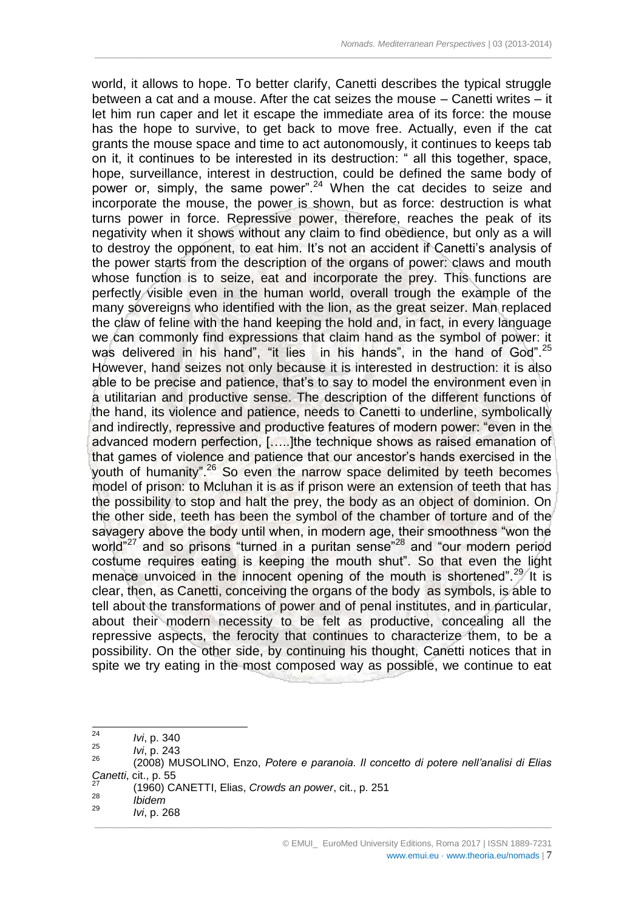world, it allows to hope. To better clarify, Canetti describes the typical struggle between a cat and a mouse. After the cat seizes the mouse – Canetti writes – it let him run caper and let it escape the immediate area of its force: the mouse has the hope to survive, to get back to move free. Actually, even if the cat grants the mouse space and time to act autonomously, it continues to keeps tab on it, it continues to be interested in its destruction: " all this together, space, hope, surveillance, interest in destruction, could be defined the same body of power or, simply, the same power".[24] When the cat decides to seize and incorporate the mouse, the power is shown, but as force: destruction is what turns power in force. Repressive power, therefore, reaches the peak of its negativity when it shows without any claim to find obedience, but only as a will to destroy the opponent, to eat him. It's not an accident if Canetti's analysis of the power starts from the description of the organs of power: claws and mouth whose function is to seize, eat and incorporate the prey. This functions are perfectly visible even in the human world, overall trough the example of the many sovereigns who identified with the lion, as the great seizer. Man replaced the claw of feline with the hand keeping the hold and, in fact, in every language we can commonly find expressions that claim hand as the symbol of power: it was delivered in his hand", "it lies in his hands", in the hand of God".[25] However, hand seizes not only because it is interested in destruction: it is also able to be precise and patience, that's to say to model the environment even in a utilitarian and productive sense. The description of the different functions of the hand, its violence and patience, needs to Canetti to underline, symbolically and indirectly, repressive and productive features of modern power: "even in the advanced modern perfection, [.....]the technique shows as raised emanation of that games of violence and patience that our ancestor's hands exercised in the youth of humanity".[26] So even the narrow space delimited by teeth becomes model of prison: to Mcluhan it is as if prison were an extension of teeth that has the possibility to stop and halt the prey, the body as an object of dominion. On the other side, teeth has been the symbol of the chamber of torture and of the savagery above the body until when, in modern age, their smoothness "won the world"[27] and so prisons "turned in a puritan sense"[28] and "our modern period costume requires eating is keeping the mouth shut". So that even the light menace unvoiced in the innocent opening of the mouth is shortened".[29] It is clear, then, as Canetti, conceiving the organs of the body as symbols, is able to tell about the transformations of power and of penal institutes, and in particular, about their modern necessity to be felt as productive, concealing all the repressive aspects, the ferocity that continues to characterize them, to be a possibility. On the other side, by continuing his thought, Canetti notices that in spite we try eating in the most composed way as possible, we continue to eat

---

[24] *Ivi*, p. 340

[25] *Ivi*, p. 243

[26] (2008) MUSOLINO, Enzo, *Potere e paranoia. Il concetto di potere nell'analisi di Elias Canetti*, cit., p. 55

[27] (1960) CANETTI, Elias, *Crowds an power*, cit., p. 251

[28] *Ibidem*

[29] *Ivi*, p. 268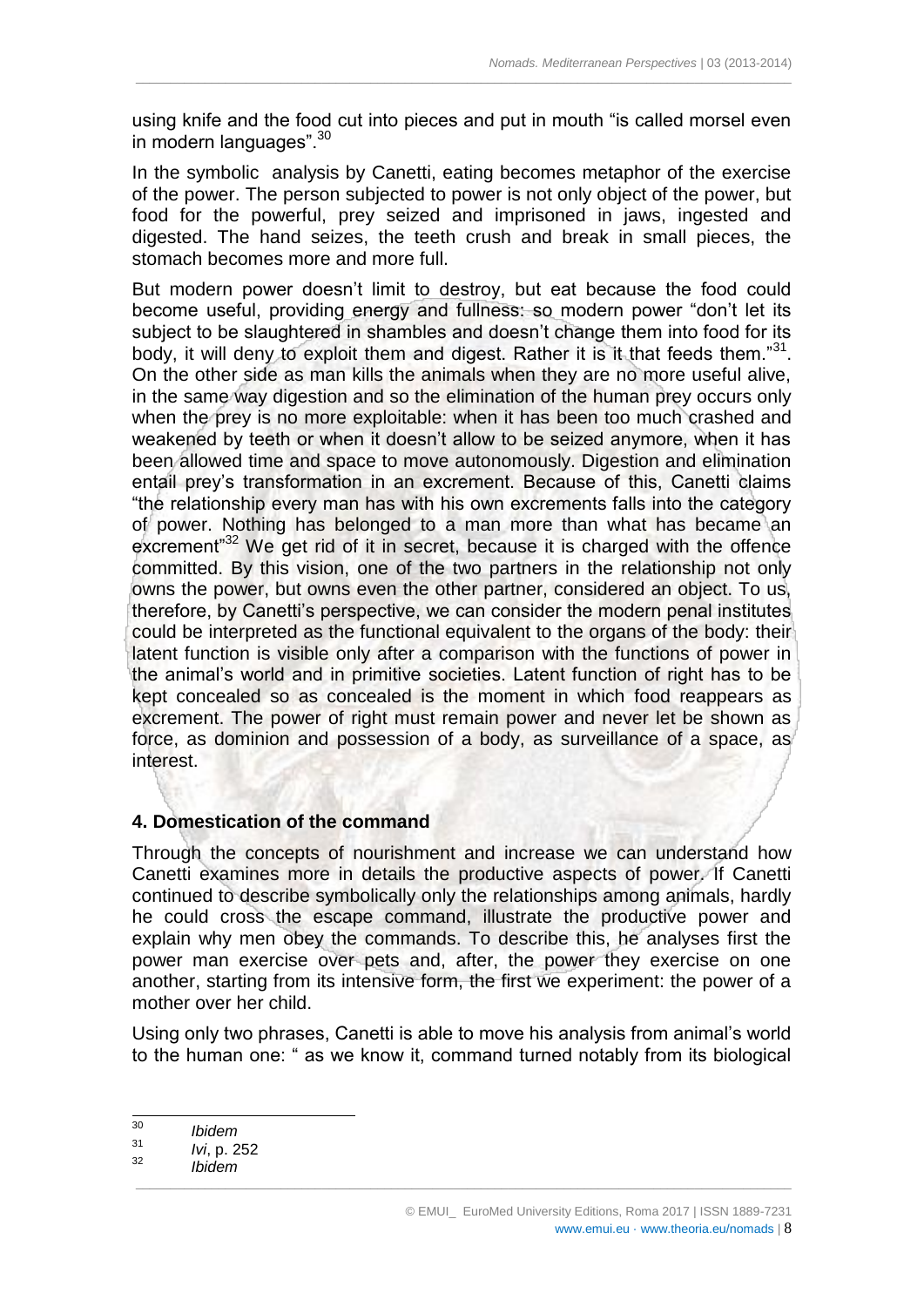using knife and the food cut into pieces and put in mouth "is called morsel even in modern languages".[30]

In the symbolic analysis by Canetti, eating becomes metaphor of the exercise of the power. The person subjected to power is not only object of the power, but food for the powerful, prey seized and imprisoned in jaws, ingested and digested. The hand seizes, the teeth crush and break in small pieces, the stomach becomes more and more full.

But modern power doesn't limit to destroy, but eat because the food could become useful, providing energy and fullness: so modern power "don't let its subject to be slaughtered in shambles and doesn't change them into food for its body, it will deny to exploit them and digest. Rather it is it that feeds them."[31]. On the other side as man kills the animals when they are no more useful alive, in the same way digestion and so the elimination of the human prey occurs only when the prey is no more exploitable: when it has been too much crashed and weakened by teeth or when it doesn't allow to be seized anymore, when it has been allowed time and space to move autonomously. Digestion and elimination entail prey's transformation in an excrement. Because of this, Canetti claims "the relationship every man has with his own excrements falls into the category of power. Nothing has belonged to a man more than what has became an excrement"[32] We get rid of it in secret, because it is charged with the offence committed. By this vision, one of the two partners in the relationship not only owns the power, but owns even the other partner, considered an object. To us, therefore, by Canetti's perspective, we can consider the modern penal institutes could be interpreted as the functional equivalent to the organs of the body: their latent function is visible only after a comparison with the functions of power in the animal's world and in primitive societies. Latent function of right has to be kept concealed so as concealed is the moment in which food reappears as excrement. The power of right must remain power and never let be shown as force, as dominion and possession of a body, as surveillance of a space, as interest.

## 4. Domestication of the command

Through the concepts of nourishment and increase we can understand how Canetti examines more in details the productive aspects of power. If Canetti continued to describe symbolically only the relationships among animals, hardly he could cross the escape command, illustrate the productive power and explain why men obey the commands. To describe this, he analyses first the power man exercise over pets and, after, the power they exercise on one another, starting from its intensive form, the first we experiment: the power of a mother over her child.

Using only two phrases, Canetti is able to move his analysis from animal's world to the human one: " as we know it, command turned notably from its biological

---

[30] *Ibidem*

[31] *Ivi*, p. 252

[32] *Ibidem*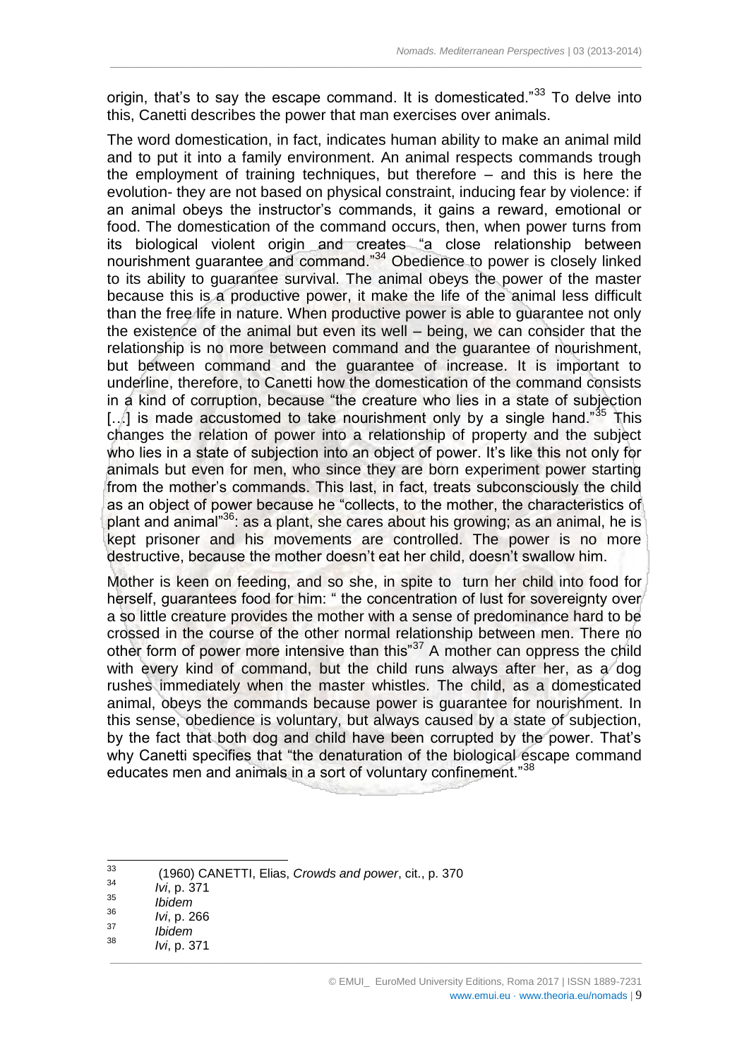origin, that's to say the escape command. It is domesticated."[33] To delve into this, Canetti describes the power that man exercises over animals.

The word domestication, in fact, indicates human ability to make an animal mild and to put it into a family environment. An animal respects commands trough the employment of training techniques, but therefore – and this is here the evolution- they are not based on physical constraint, inducing fear by violence: if an animal obeys the instructor's commands, it gains a reward, emotional or food. The domestication of the command occurs, then, when power turns from its biological violent origin and creates "a close relationship between nourishment guarantee and command."[34] Obedience to power is closely linked to its ability to guarantee survival. The animal obeys the power of the master because this is a productive power, it make the life of the animal less difficult than the free life in nature. When productive power is able to guarantee not only the existence of the animal but even its well – being, we can consider that the relationship is no more between command and the guarantee of nourishment, but between command and the guarantee of increase. It is important to underline, therefore, to Canetti how the domestication of the command consists in a kind of corruption, because "the creature who lies in a state of subjection [...] is made accustomed to take nourishment only by a single hand."[35] This changes the relation of power into a relationship of property and the subject who lies in a state of subjection into an object of power. It's like this not only for animals but even for men, who since they are born experiment power starting from the mother's commands. This last, in fact, treats subconsciously the child as an object of power because he "collects, to the mother, the characteristics of plant and animal"[36]: as a plant, she cares about his growing; as an animal, he is kept prisoner and his movements are controlled. The power is no more destructive, because the mother doesn't eat her child, doesn't swallow him.

Mother is keen on feeding, and so she, in spite to turn her child into food for herself, guarantees food for him: " the concentration of lust for sovereignty over a so little creature provides the mother with a sense of predominance hard to be crossed in the course of the other normal relationship between men. There no other form of power more intensive than this"[37] A mother can oppress the child with every kind of command, but the child runs always after her, as a dog rushes immediately when the master whistles. The child, as a domesticated animal, obeys the commands because power is guarantee for nourishment. In this sense, obedience is voluntary, but always caused by a state of subjection, by the fact that both dog and child have been corrupted by the power. That's why Canetti specifies that "the denaturation of the biological escape command educates men and animals in a sort of voluntary confinement."[38]

---

[33] (1960) CANETTI, Elias, *Crowds and power*, cit., p. 370

[34] *Ivi*, p. 371

[35] *Ibidem*

[36] *Ivi*, p. 266

[37] *Ibidem*

[38] *Ivi*, p. 371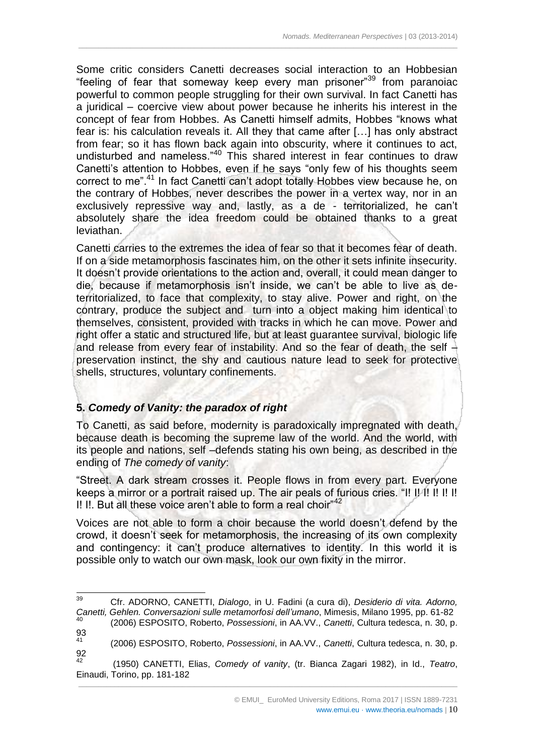Some critic considers Canetti decreases social interaction to an Hobbesian "feeling of fear that someway keep every man prisoner"[39] from paranoiac powerful to common people struggling for their own survival. In fact Canetti has a juridical – coercive view about power because he inherits his interest in the concept of fear from Hobbes. As Canetti himself admits, Hobbes "knows what fear is: his calculation reveals it. All they that came after […] has only abstract from fear; so it has flown back again into obscurity, where it continues to act, undisturbed and nameless."[40] This shared interest in fear continues to draw Canetti's attention to Hobbes, even if he says "only few of his thoughts seem correct to me".[41] In fact Canetti can't adopt totally Hobbes view because he, on the contrary of Hobbes, never describes the power in a vertex way, nor in an exclusively repressive way and, lastly, as a de - territorialized, he can't absolutely share the idea freedom could be obtained thanks to a great leviathan.

Canetti carries to the extremes the idea of fear so that it becomes fear of death. If on a side metamorphosis fascinates him, on the other it sets infinite insecurity. It doesn't provide orientations to the action and, overall, it could mean danger to die, because if metamorphosis isn't inside, we can't be able to live as de-territorialized, to face that complexity, to stay alive. Power and right, on the contrary, produce the subject and turn into a object making him identical to themselves, consistent, provided with tracks in which he can move. Power and right offer a static and structured life, but at least guarantee survival, biologic life and release from every fear of instability. And so the fear of death, the self – preservation instinct, the shy and cautious nature lead to seek for protective shells, structures, voluntary confinements.

## 5. *Comedy of Vanity: the paradox of right*

To Canetti, as said before, modernity is paradoxically impregnated with death, because death is becoming the supreme law of the world. And the world, with its people and nations, self –defends stating his own being, as described in the ending of *The comedy of vanity*:

"Street. A dark stream crosses it. People flows in from every part. Everyone keeps a mirror or a portrait raised up. The air peals of furious cries. "I! I! I! I! I! I! I! I!. But all these voice aren't able to form a real choir"[42]

Voices are not able to form a choir because the world doesn't defend by the crowd, it doesn't seek for metamorphosis, the increasing of its own complexity and contingency: it can't produce alternatives to identity. In this world it is possible only to watch our own mask, look our own fixity in the mirror.

---

[39] Cfr. ADORNO, CANETTI, *Dialogo*, in U. Fadini (a cura di), *Desiderio di vita. Adorno, Canetti, Gehlen. Conversazioni sulle metamorfosi dell'umano*, Mimesis, Milano 1995, pp. 61-82

[40] (2006) ESPOSITO, Roberto, *Possessioni*, in AA.VV., *Canetti*, Cultura tedesca, n. 30, p. 93

[41] (2006) ESPOSITO, Roberto, *Possessioni*, in AA.VV., *Canetti*, Cultura tedesca, n. 30, p. 92

[42] (1950) CANETTI, Elias, *Comedy of vanity*, (tr. Bianca Zagari 1982), in Id., *Teatro*, Einaudi, Torino, pp. 181-182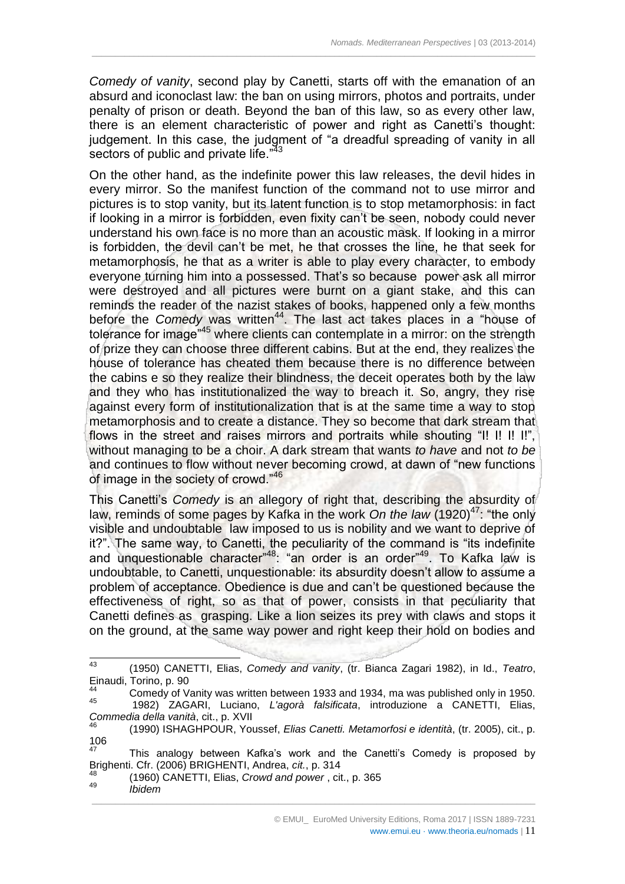*Comedy of vanity*, second play by Canetti, starts off with the emanation of an absurd and iconoclast law: the ban on using mirrors, photos and portraits, under penalty of prison or death. Beyond the ban of this law, so as every other law, there is an element characteristic of power and right as Canetti's thought: judgement. In this case, the judgment of "a dreadful spreading of vanity in all sectors of public and private life."[43]

On the other hand, as the indefinite power this law releases, the devil hides in every mirror. So the manifest function of the command not to use mirror and pictures is to stop vanity, but its latent function is to stop metamorphosis: in fact if looking in a mirror is forbidden, even fixity can't be seen, nobody could never understand his own face is no more than an acoustic mask. If looking in a mirror is forbidden, the devil can't be met, he that crosses the line, he that seek for metamorphosis, he that as a writer is able to play every character, to embody everyone turning him into a possessed. That's so because power ask all mirror were destroyed and all pictures were burnt on a giant stake, and this can reminds the reader of the nazist stakes of books, happened only a few months before the *Comedy* was written[44]. The last act takes places in a "house of tolerance for image"[45] where clients can contemplate in a mirror: on the strength of prize they can choose three different cabins. But at the end, they realizes the house of tolerance has cheated them because there is no difference between the cabins e so they realize their blindness, the deceit operates both by the law and they who has institutionalized the way to breach it. So, angry, they rise against every form of institutionalization that is at the same time a way to stop metamorphosis and to create a distance. They so become that dark stream that flows in the street and raises mirrors and portraits while shouting "I! I! I! I!", without managing to be a choir. A dark stream that wants *to have* and not *to be* and continues to flow without never becoming crowd, at dawn of "new functions of image in the society of crowd."[46]

This Canetti's *Comedy* is an allegory of right that, describing the absurdity of law, reminds of some pages by Kafka in the work *On the law* (1920)[47]: "the only visible and undoubtable law imposed to us is nobility and we want to deprive of it?". The same way, to Canetti, the peculiarity of the command is "its indefinite and unquestionable character"[48]: "an order is an order"[49]. To Kafka law is undoubtable, to Canetti, unquestionable: its absurdity doesn't allow to assume a problem of acceptance. Obedience is due and can't be questioned because the effectiveness of right, so as that of power, consists in that peculiarity that Canetti defines as grasping. Like a lion seizes its prey with claws and stops it on the ground, at the same way power and right keep their hold on bodies and

---

[43] (1950) CANETTI, Elias, *Comedy and vanity*, (tr. Bianca Zagari 1982), in Id., *Teatro*, Einaudi, Torino, p. 90

[44] Comedy of Vanity was written between 1933 and 1934, ma was published only in 1950.

[45] 1982) ZAGARI, Luciano, *L'agorà falsificata*, introduzione a CANETTI, Elias, *Commedia della vanità*, cit., p. XVII

[46] (1990) ISHAGHPOUR, Youssef, *Elias Canetti. Metamorfosi e identità*, (tr. 2005), cit., p. 106

[47] This analogy between Kafka's work and the Canetti's Comedy is proposed by Brighenti. Cfr. (2006) BRIGHENTI, Andrea, *cit.*, p. 314

[48] (1960) CANETTI, Elias, *Crowd and power* , cit., p. 365

[49] *Ibidem*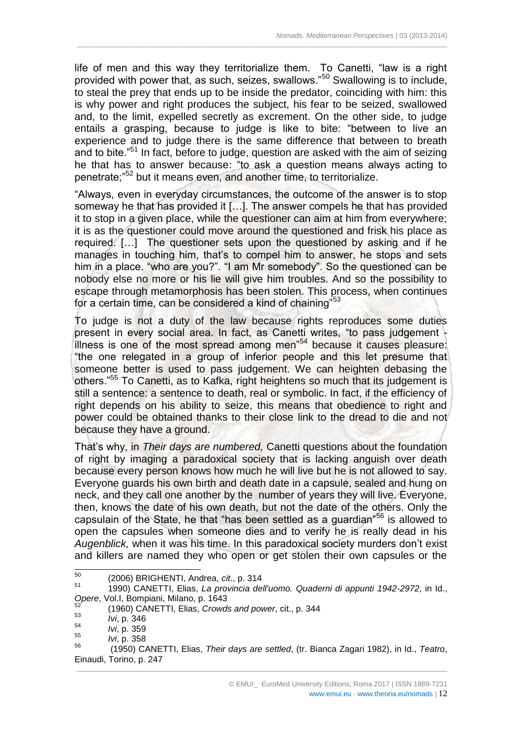life of men and this way they territorialize them. To Canetti, "law is a right provided with power that, as such, seizes, swallows."[50] Swallowing is to include, to steal the prey that ends up to be inside the predator, coinciding with him: this is why power and right produces the subject, his fear to be seized, swallowed and, to the limit, expelled secretly as excrement. On the other side, to judge entails a grasping, because to judge is like to bite: "between to live an experience and to judge there is the same difference that between to breath and to bite."[51] In fact, before to judge, question are asked with the aim of seizing he that has to answer because: "to ask a question means always acting to penetrate;"[52] but it means even, and another time, to territorialize.

"Always, even in everyday circumstances, the outcome of the answer is to stop someway he that has provided it […]. The answer compels he that has provided it to stop in a given place, while the questioner can aim at him from everywhere; it is as the questioner could move around the questioned and frisk his place as required. […] The questioner sets upon the questioned by asking and if he manages in touching him, that's to compel him to answer, he stops and sets him in a place. "who are you?". "I am Mr somebody". So the questioned can be nobody else no more or his lie will give him troubles. And so the possibility to escape through metamorphosis has been stolen. This process, when continues for a certain time, can be considered a kind of chaining"[53]

To judge is not a duty of the law because rights reproduces some duties present in every social area. In fact, as Canetti writes, "to pass judgement - illness is one of the most spread among men"[54] because it causes pleasure: "the one relegated in a group of inferior people and this let presume that someone better is used to pass judgement. We can heighten debasing the others."[55] To Canetti, as to Kafka, right heightens so much that its judgement is still a sentence: a sentence to death, real or symbolic. In fact, if the efficiency of right depends on his ability to seize, this means that obedience to right and power could be obtained thanks to their close link to the dread to die and not because they have a ground.

That's why, in *Their days are numbered,* Canetti questions about the foundation of right by imaging a paradoxical society that is lacking anguish over death because every person knows how much he will live but he is not allowed to say. Everyone guards his own birth and death date in a capsule, sealed and hung on neck, and they call one another by the number of years they will live. Everyone, then, knows the date of his own death, but not the date of the others. Only the capsulain of the State, he that "has been settled as a guardian"[56] is allowed to open the capsules when someone dies and to verify he is really dead in his *Augenblick,* when it was his time. In this paradoxical society murders don't exist and killers are named they who open or get stolen their own capsules or the

---

[50] (2006) BRIGHENTI, Andrea, *cit*., p. 314

[51] 1990) CANETTI, Elias, *La provincia dell'uomo. Quaderni di appunti 1942-2972*, in Id., *Opere*, Vol.I, Bompiani, Milano, p. 1643

[52] (1960) CANETTI, Elias, *Crowds and power*, cit., p. 344

[53] *Ivi*, p. 346

[54] *Ivi*, p. 359

[55] *Ivi*, p. 358

[56] (1950) CANETTI, Elias, *Their days are settled*, (tr. Bianca Zagari 1982), in Id., *Teatro*, Einaudi, Torino, p. 247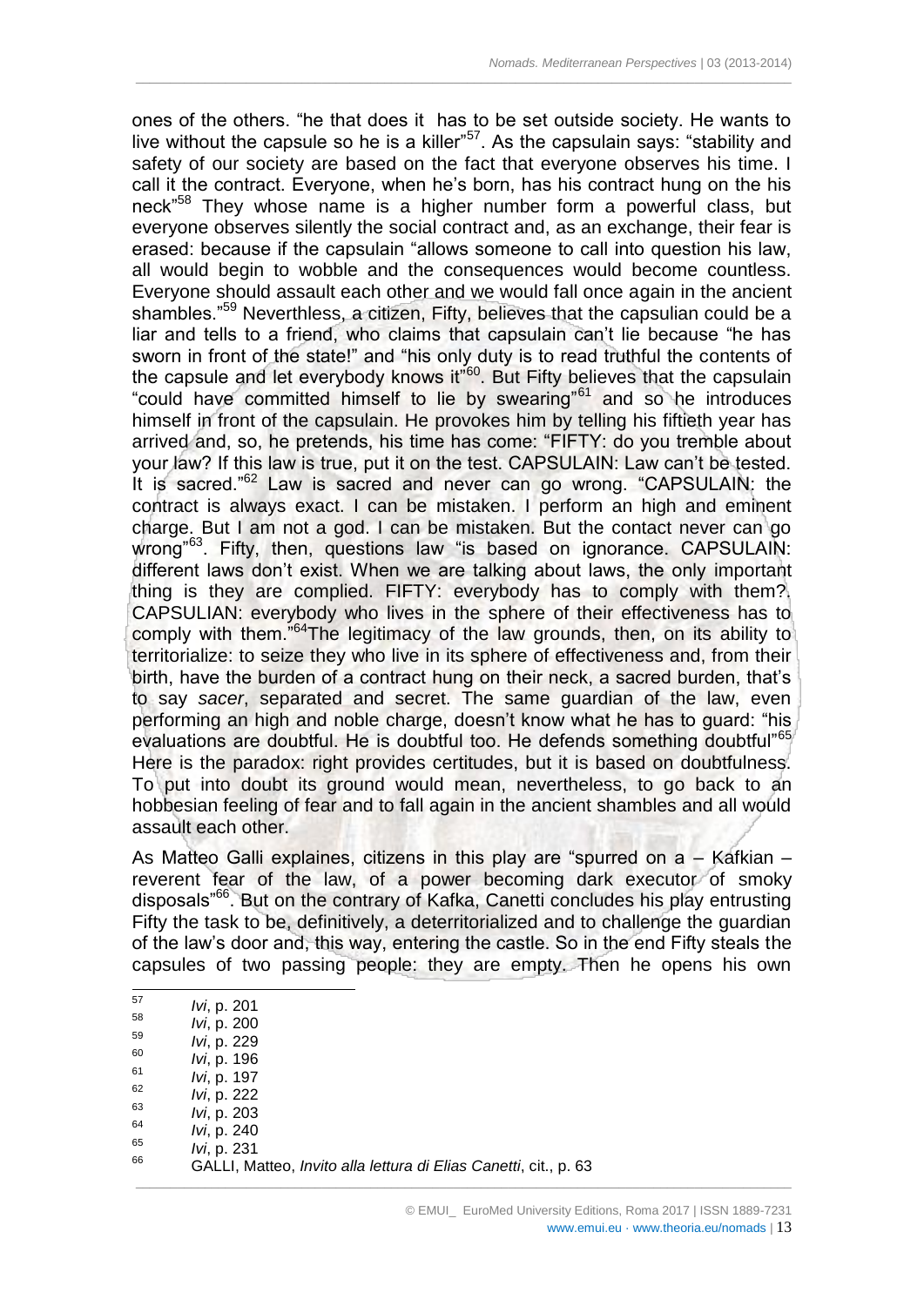ones of the others. "he that does it has to be set outside society. He wants to live without the capsule so he is a killer"[57]. As the capsulain says: "stability and safety of our society are based on the fact that everyone observes his time. I call it the contract. Everyone, when he's born, has his contract hung on the his neck"[58] They whose name is a higher number form a powerful class, but everyone observes silently the social contract and, as an exchange, their fear is erased: because if the capsulain "allows someone to call into question his law, all would begin to wobble and the consequences would become countless. Everyone should assault each other and we would fall once again in the ancient shambles."[59] Neverthless, a citizen, Fifty, believes that the capsulian could be a liar and tells to a friend, who claims that capsulain can't lie because "he has sworn in front of the state!" and "his only duty is to read truthful the contents of the capsule and let everybody knows it"[60]. But Fifty believes that the capsulain "could have committed himself to lie by swearing"[61] and so he introduces himself in front of the capsulain. He provokes him by telling his fiftieth year has arrived and, so, he pretends, his time has come: "FIFTY: do you tremble about your law? If this law is true, put it on the test. CAPSULAIN: Law can't be tested. It is sacred."[62] Law is sacred and never can go wrong. "CAPSULAIN: the contract is always exact. I can be mistaken. I perform an high and eminent charge. But I am not a god. I can be mistaken. But the contact never can go wrong"[63]. Fifty, then, questions law "is based on ignorance. CAPSULAIN: different laws don't exist. When we are talking about laws, the only important thing is they are complied. FIFTY: everybody has to comply with them?. CAPSULIAN: everybody who lives in the sphere of their effectiveness has to comply with them."[64]The legitimacy of the law grounds, then, on its ability to territorialize: to seize they who live in its sphere of effectiveness and, from their birth, have the burden of a contract hung on their neck, a sacred burden, that's to say *sacer*, separated and secret. The same guardian of the law, even performing an high and noble charge, doesn't know what he has to guard: "his evaluations are doubtful. He is doubtful too. He defends something doubtful"[65] Here is the paradox: right provides certitudes, but it is based on doubtfulness. To put into doubt its ground would mean, nevertheless, to go back to an hobbesian feeling of fear and to fall again in the ancient shambles and all would assault each other.

As Matteo Galli explaines, citizens in this play are "spurred on a – Kafkian – reverent fear of the law, of a power becoming dark executor of smoky disposals"[66]. But on the contrary of Kafka, Canetti concludes his play entrusting Fifty the task to be, definitively, a deterritorialized and to challenge the guardian of the law's door and, this way, entering the castle. So in the end Fifty steals the capsules of two passing people: they are empty. Then he opens his own

---

[57] *Ivi*, p. 201
[58] *Ivi*, p. 200
[59] *Ivi*, p. 229
[60] *Ivi*, p. 196
[61] *Ivi*, p. 197
[62] *Ivi*, p. 222
[63] *Ivi*, p. 203
[64] *Ivi*, p. 240
[65] *Ivi*, p. 231
[66] GALLI, Matteo, *Invito alla lettura di Elias Canetti*, cit., p. 63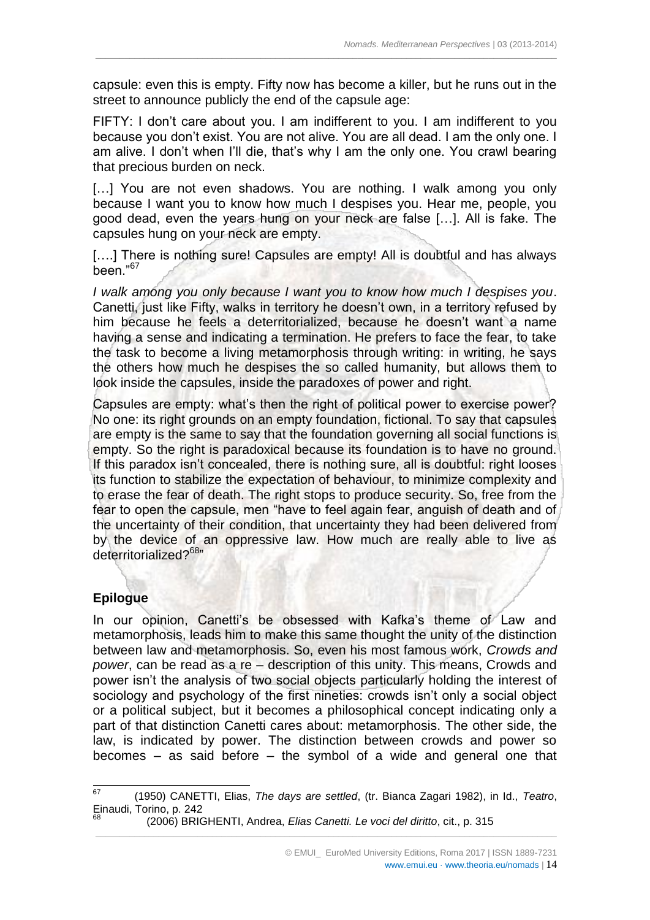capsule: even this is empty. Fifty now has become a killer, but he runs out in the street to announce publicly the end of the capsule age:

FIFTY: I don't care about you. I am indifferent to you. I am indifferent to you because you don't exist. You are not alive. You are all dead. I am the only one. I am alive. I don't when I'll die, that's why I am the only one. You crawl bearing that precious burden on neck.

[…] You are not even shadows. You are nothing. I walk among you only because I want you to know how much I despises you. Hear me, people, you good dead, even the years hung on your neck are false […]. All is fake. The capsules hung on your neck are empty.

[….] There is nothing sure! Capsules are empty! All is doubtful and has always been."[67]

*I walk among you only because I want you to know how much I despises you*. Canetti, just like Fifty, walks in territory he doesn't own, in a territory refused by him because he feels a deterritorialized, because he doesn't want a name having a sense and indicating a termination. He prefers to face the fear, to take the task to become a living metamorphosis through writing: in writing, he says the others how much he despises the so called humanity, but allows them to look inside the capsules, inside the paradoxes of power and right.

Capsules are empty: what's then the right of political power to exercise power? No one: its right grounds on an empty foundation, fictional. To say that capsules are empty is the same to say that the foundation governing all social functions is empty. So the right is paradoxical because its foundation is to have no ground. If this paradox isn't concealed, there is nothing sure, all is doubtful: right looses its function to stabilize the expectation of behaviour, to minimize complexity and to erase the fear of death. The right stops to produce security. So, free from the fear to open the capsule, men "have to feel again fear, anguish of death and of the uncertainty of their condition, that uncertainty they had been delivered from by the device of an oppressive law. How much are really able to live as deterritorialized?[68]"

## Epilogue

In our opinion, Canetti's be obsessed with Kafka's theme of Law and metamorphosis, leads him to make this same thought the unity of the distinction between law and metamorphosis. So, even his most famous work, *Crowds and power*, can be read as a re – description of this unity. This means, Crowds and power isn't the analysis of two social objects particularly holding the interest of sociology and psychology of the first nineties: crowds isn't only a social object or a political subject, but it becomes a philosophical concept indicating only a part of that distinction Canetti cares about: metamorphosis. The other side, the law, is indicated by power. The distinction between crowds and power so becomes – as said before – the symbol of a wide and general one that

---

[67] (1950) CANETTI, Elias, *The days are settled*, (tr. Bianca Zagari 1982), in Id., *Teatro*, Einaudi, Torino, p. 242

[68] (2006) BRIGHENTI, Andrea, *Elias Canetti. Le voci del diritto*, cit., p. 315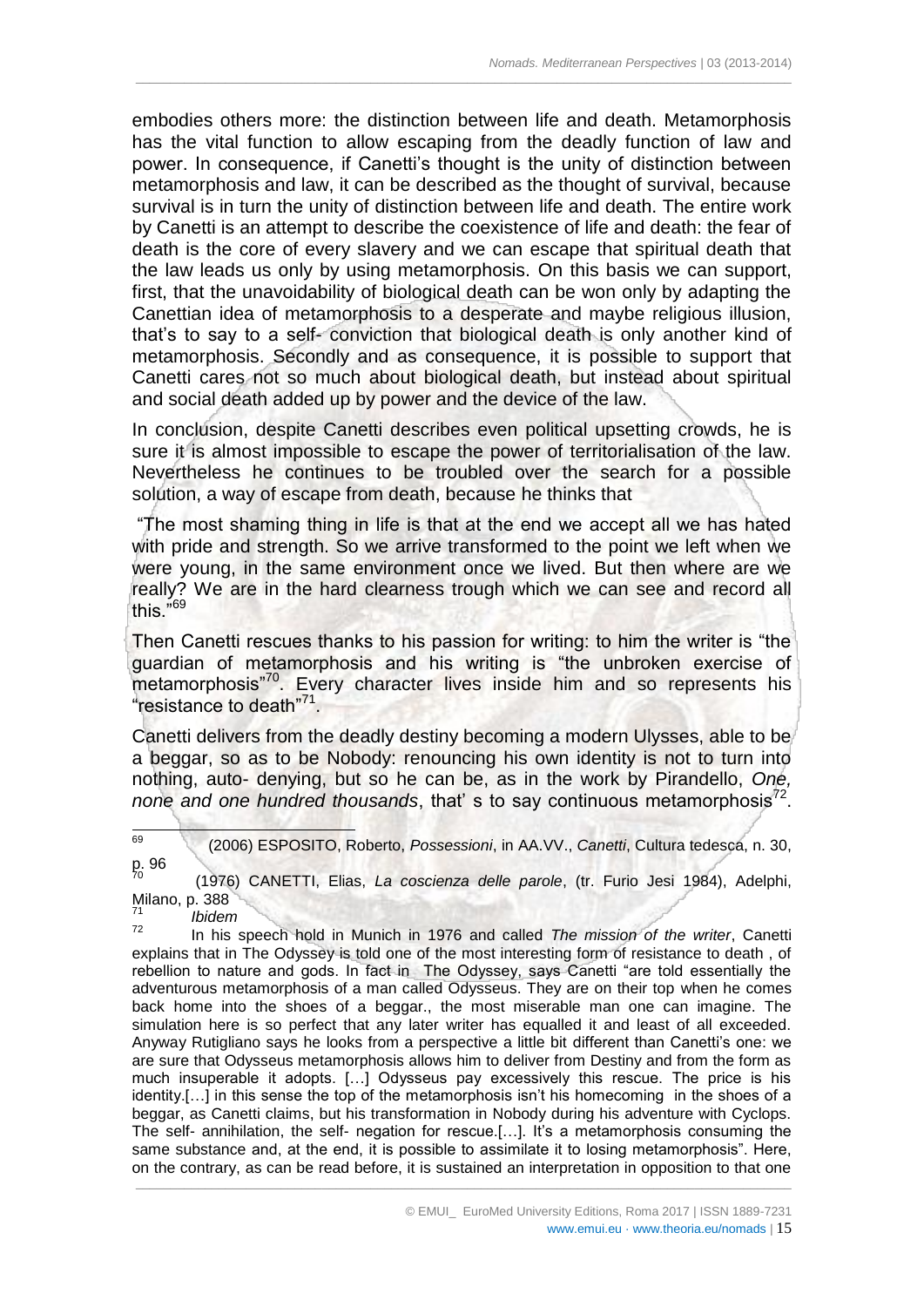embodies others more: the distinction between life and death. Metamorphosis has the vital function to allow escaping from the deadly function of law and power. In consequence, if Canetti's thought is the unity of distinction between metamorphosis and law, it can be described as the thought of survival, because survival is in turn the unity of distinction between life and death. The entire work by Canetti is an attempt to describe the coexistence of life and death: the fear of death is the core of every slavery and we can escape that spiritual death that the law leads us only by using metamorphosis. On this basis we can support, first, that the unavoidability of biological death can be won only by adapting the Canettian idea of metamorphosis to a desperate and maybe religious illusion, that's to say to a self- conviction that biological death is only another kind of metamorphosis. Secondly and as consequence, it is possible to support that Canetti cares not so much about biological death, but instead about spiritual and social death added up by power and the device of the law.

In conclusion, despite Canetti describes even political upsetting crowds, he is sure it is almost impossible to escape the power of territorialisation of the law. Nevertheless he continues to be troubled over the search for a possible solution, a way of escape from death, because he thinks that

"The most shaming thing in life is that at the end we accept all we has hated with pride and strength. So we arrive transformed to the point we left when we were young, in the same environment once we lived. But then where are we really? We are in the hard clearness trough which we can see and record all this."[69]

Then Canetti rescues thanks to his passion for writing: to him the writer is "the guardian of metamorphosis and his writing is "the unbroken exercise of metamorphosis"[70]. Every character lives inside him and so represents his "resistance to death"[71].

Canetti delivers from the deadly destiny becoming a modern Ulysses, able to be a beggar, so as to be Nobody: renouncing his own identity is not to turn into nothing, auto- denying, but so he can be, as in the work by Pirandello, *One, none and one hundred thousands*, that' s to say continuous metamorphosis[72].

---

[69] (2006) ESPOSITO, Roberto, *Possessioni*, in AA.VV., *Canetti*, Cultura tedesca, n. 30, p. 96

[70] (1976) CANETTI, Elias, *La coscienza delle parole*, (tr. Furio Jesi 1984), Adelphi, Milano, p. 388

[71] *Ibidem*

[72] In his speech hold in Munich in 1976 and called *The mission of the writer*, Canetti explains that in The Odyssey is told one of the most interesting form of resistance to death , of rebellion to nature and gods. In fact in The Odyssey, says Canetti "are told essentially the adventurous metamorphosis of a man called Odysseus. They are on their top when he comes back home into the shoes of a beggar., the most miserable man one can imagine. The simulation here is so perfect that any later writer has equalled it and least of all exceeded. Anyway Rutigliano says he looks from a perspective a little bit different than Canetti's one: we are sure that Odysseus metamorphosis allows him to deliver from Destiny and from the form as much insuperable it adopts. […] Odysseus pay excessively this rescue. The price is his identity.[…] in this sense the top of the metamorphosis isn't his homecoming in the shoes of a beggar, as Canetti claims, but his transformation in Nobody during his adventure with Cyclops. The self- annihilation, the self- negation for rescue.[…]. It's a metamorphosis consuming the same substance and, at the end, it is possible to assimilate it to losing metamorphosis". Here, on the contrary, as can be read before, it is sustained an interpretation in opposition to that one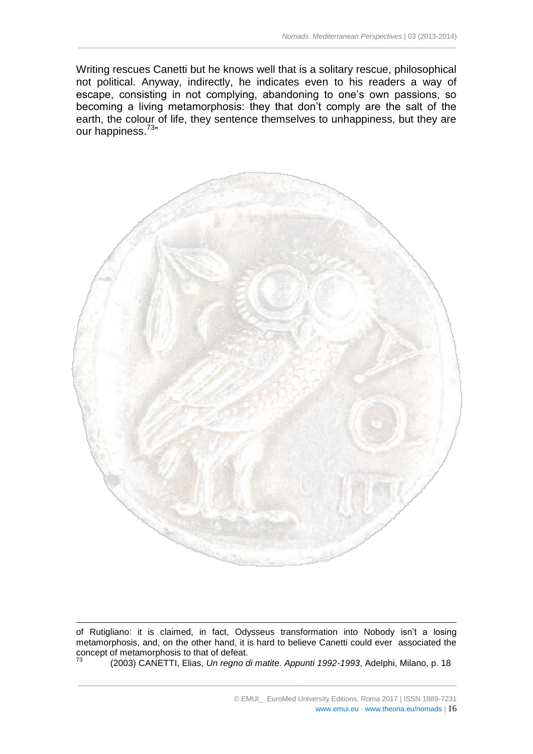Writing rescues Canetti but he knows well that is a solitary rescue, philosophical not political. Anyway, indirectly, he indicates even to his readers a way of escape, consisting in not complying, abandoning to one's own passions, so becoming a living metamorphosis: they that don't comply are the salt of the earth, the colour of life, they sentence themselves to unhappiness, but they are our happiness.[73]"

---

of Rutigliano: it is claimed, in fact, Odysseus transformation into Nobody isn't a losing metamorphosis, and, on the other hand, it is hard to believe Canetti could ever associated the concept of metamorphosis to that of defeat.

[73] (2003) CANETTI, Elias, *Un regno di matite. Appunti 1992-1993*, Adelphi, Milano, p. 18